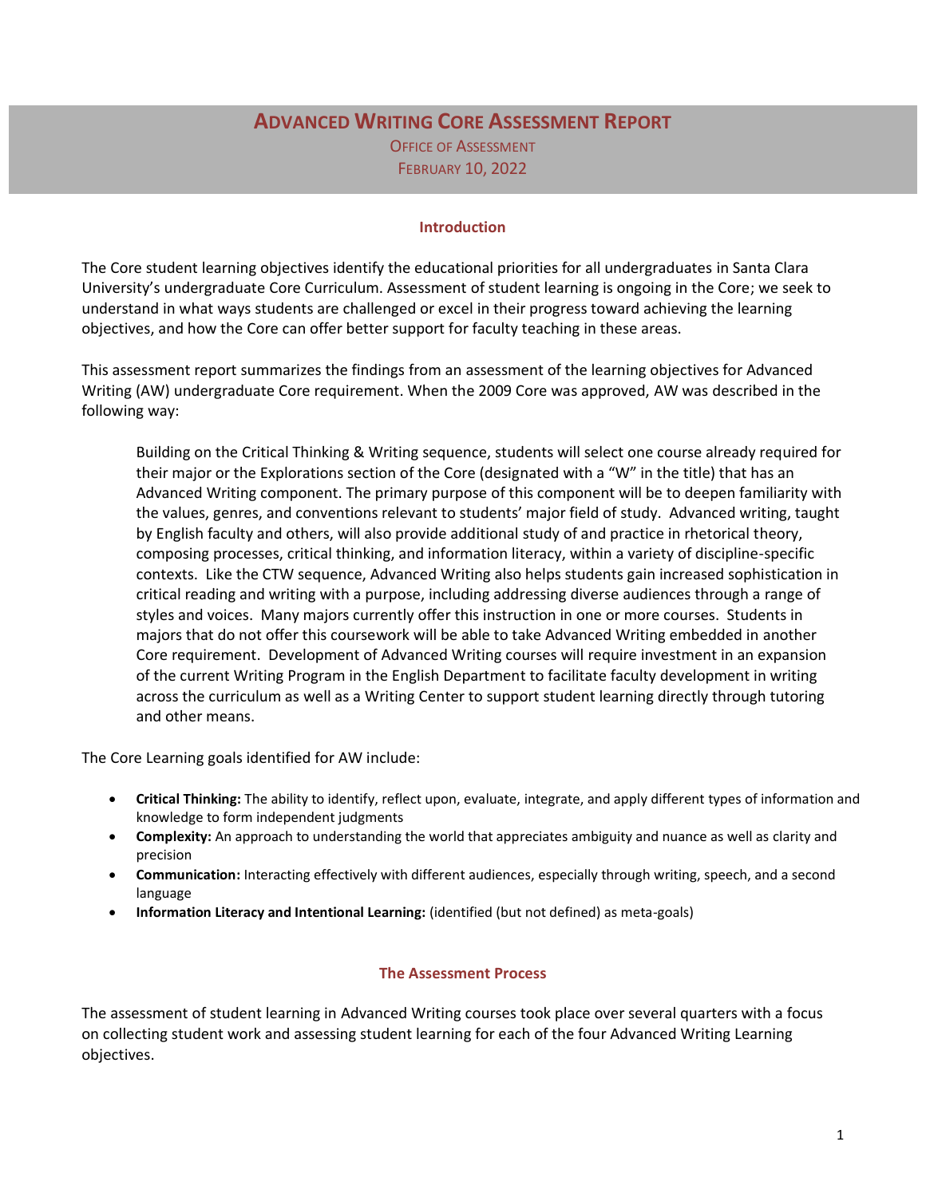# Advanced Writing Core Assessment Report

Office of Assessment

February 10, 2022

## Introduction

The Core student learning objectives identify the educational priorities for all undergraduates in Santa Clara University's undergraduate Core Curriculum. Assessment of student learning is ongoing in the Core; we seek to understand in what ways students are challenged or excel in their progress toward achieving the learning objectives, and how the Core can offer better support for faculty teaching in these areas.

This assessment report summarizes the findings from an assessment of the learning objectives for Advanced Writing (AW) undergraduate Core requirement. When the 2009 Core was approved, AW was described in the following way:

> Building on the Critical Thinking & Writing sequence, students will select one course already required for their major or the Explorations section of the Core (designated with a "W" in the title) that has an Advanced Writing component. The primary purpose of this component will be to deepen familiarity with the values, genres, and conventions relevant to students' major field of study. Advanced writing, taught by English faculty and others, will also provide additional study of and practice in rhetorical theory, composing processes, critical thinking, and information literacy, within a variety of discipline-specific contexts. Like the CTW sequence, Advanced Writing also helps students gain increased sophistication in critical reading and writing with a purpose, including addressing diverse audiences through a range of styles and voices. Many majors currently offer this instruction in one or more courses. Students in majors that do not offer this coursework will be able to take Advanced Writing embedded in another Core requirement. Development of Advanced Writing courses will require investment in an expansion of the current Writing Program in the English Department to facilitate faculty development in writing across the curriculum as well as a Writing Center to support student learning directly through tutoring and other means.

The Core Learning goals identified for AW include:

- **Critical Thinking:** The ability to identify, reflect upon, evaluate, integrate, and apply different types of information and knowledge to form independent judgments
- **Complexity:** An approach to understanding the world that appreciates ambiguity and nuance as well as clarity and precision
- **Communication:** Interacting effectively with different audiences, especially through writing, speech, and a second language
- **Information Literacy and Intentional Learning:** (identified (but not defined) as meta-goals)

## The Assessment Process

The assessment of student learning in Advanced Writing courses took place over several quarters with a focus on collecting student work and assessing student learning for each of the four Advanced Writing Learning objectives.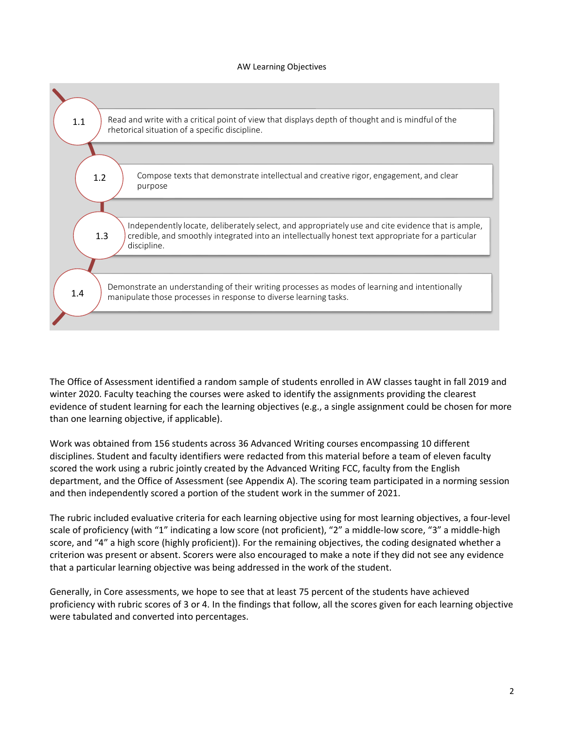AW Learning Objectives

- **1.1** Read and write with a critical point of view that displays depth of thought and is mindful of the rhetorical situation of a specific discipline.
- **1.2** Compose texts that demonstrate intellectual and creative rigor, engagement, and clear purpose
- **1.3** Independently locate, deliberately select, and appropriately use and cite evidence that is ample, credible, and smoothly integrated into an intellectually honest text appropriate for a particular discipline.
- **1.4** Demonstrate an understanding of their writing processes as modes of learning and intentionally manipulate those processes in response to diverse learning tasks.

The Office of Assessment identified a random sample of students enrolled in AW classes taught in fall 2019 and winter 2020. Faculty teaching the courses were asked to identify the assignments providing the clearest evidence of student learning for each the learning objectives (e.g., a single assignment could be chosen for more than one learning objective, if applicable).

Work was obtained from 156 students across 36 Advanced Writing courses encompassing 10 different disciplines. Student and faculty identifiers were redacted from this material before a team of eleven faculty scored the work using a rubric jointly created by the Advanced Writing FCC, faculty from the English department, and the Office of Assessment (see Appendix A). The scoring team participated in a norming session and then independently scored a portion of the student work in the summer of 2021.

The rubric included evaluative criteria for each learning objective using for most learning objectives, a four-level scale of proficiency (with "1" indicating a low score (not proficient), "2" a middle-low score, "3" a middle-high score, and "4" a high score (highly proficient)). For the remaining objectives, the coding designated whether a criterion was present or absent. Scorers were also encouraged to make a note if they did not see any evidence that a particular learning objective was being addressed in the work of the student.

Generally, in Core assessments, we hope to see that at least 75 percent of the students have achieved proficiency with rubric scores of 3 or 4. In the findings that follow, all the scores given for each learning objective were tabulated and converted into percentages.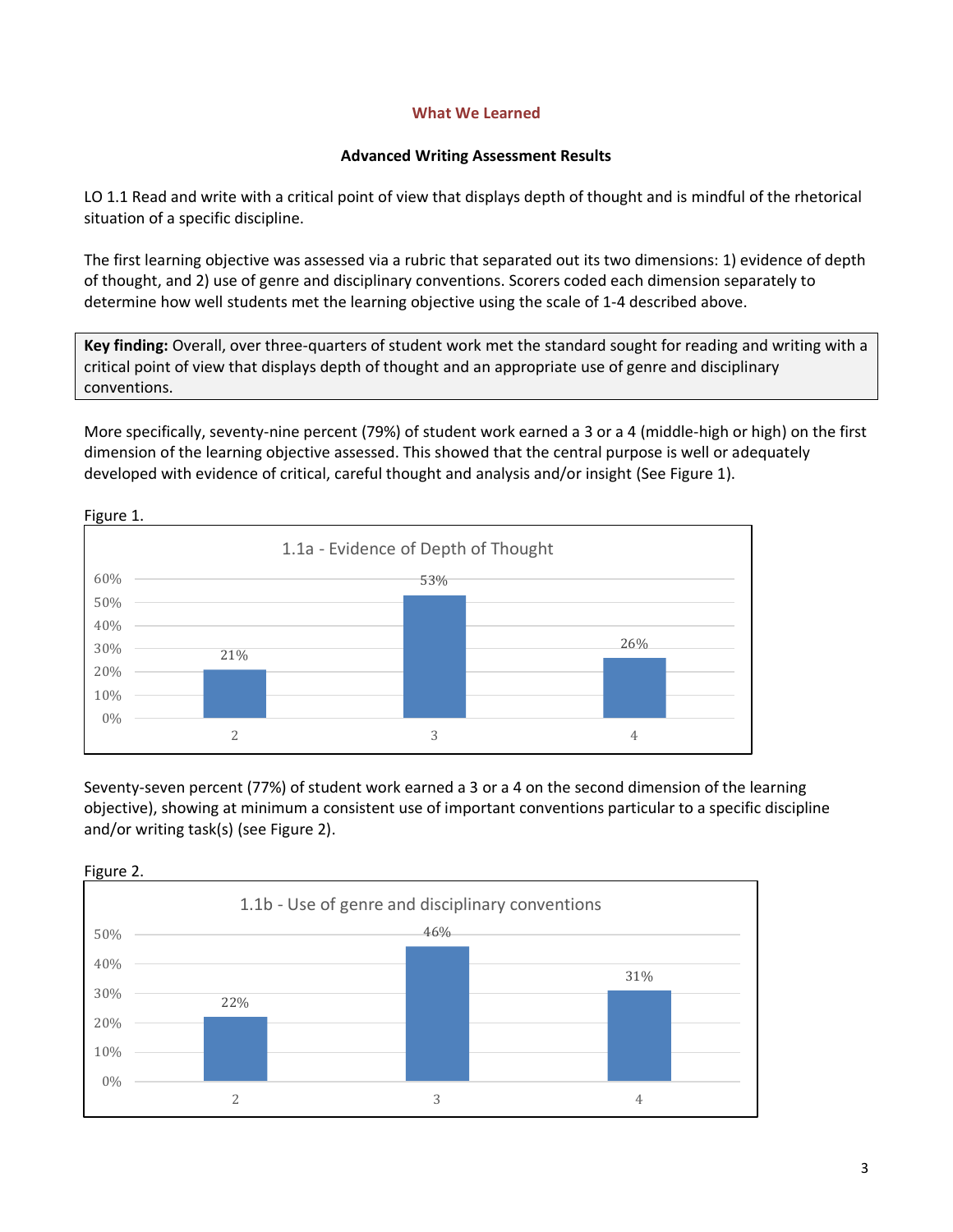## What We Learned

### Advanced Writing Assessment Results

LO 1.1 Read and write with a critical point of view that displays depth of thought and is mindful of the rhetorical situation of a specific discipline.

The first learning objective was assessed via a rubric that separated out its two dimensions: 1) evidence of depth of thought, and 2) use of genre and disciplinary conventions. Scorers coded each dimension separately to determine how well students met the learning objective using the scale of 1-4 described above.

> **Key finding:** Overall, over three-quarters of student work met the standard sought for reading and writing with a critical point of view that displays depth of thought and an appropriate use of genre and disciplinary conventions.

More specifically, seventy-nine percent (79%) of student work earned a 3 or a 4 (middle-high or high) on the first dimension of the learning objective assessed. This showed that the central purpose is well or adequately developed with evidence of critical, careful thought and analysis and/or insight (See Figure 1).

Figure 1.

**1.1a - Evidence of Depth of Thought**

| Score | Percent |
| --- | --- |
| 2 | 21% |
| 3 | 53% |
| 4 | 26% |

Seventy-seven percent (77%) of student work earned a 3 or a 4 on the second dimension of the learning objective), showing at minimum a consistent use of important conventions particular to a specific discipline and/or writing task(s) (see Figure 2).

Figure 2.

**1.1b - Use of genre and disciplinary conventions**

| Score | Percent |
| --- | --- |
| 2 | 22% |
| 3 | 46% |
| 4 | 31% |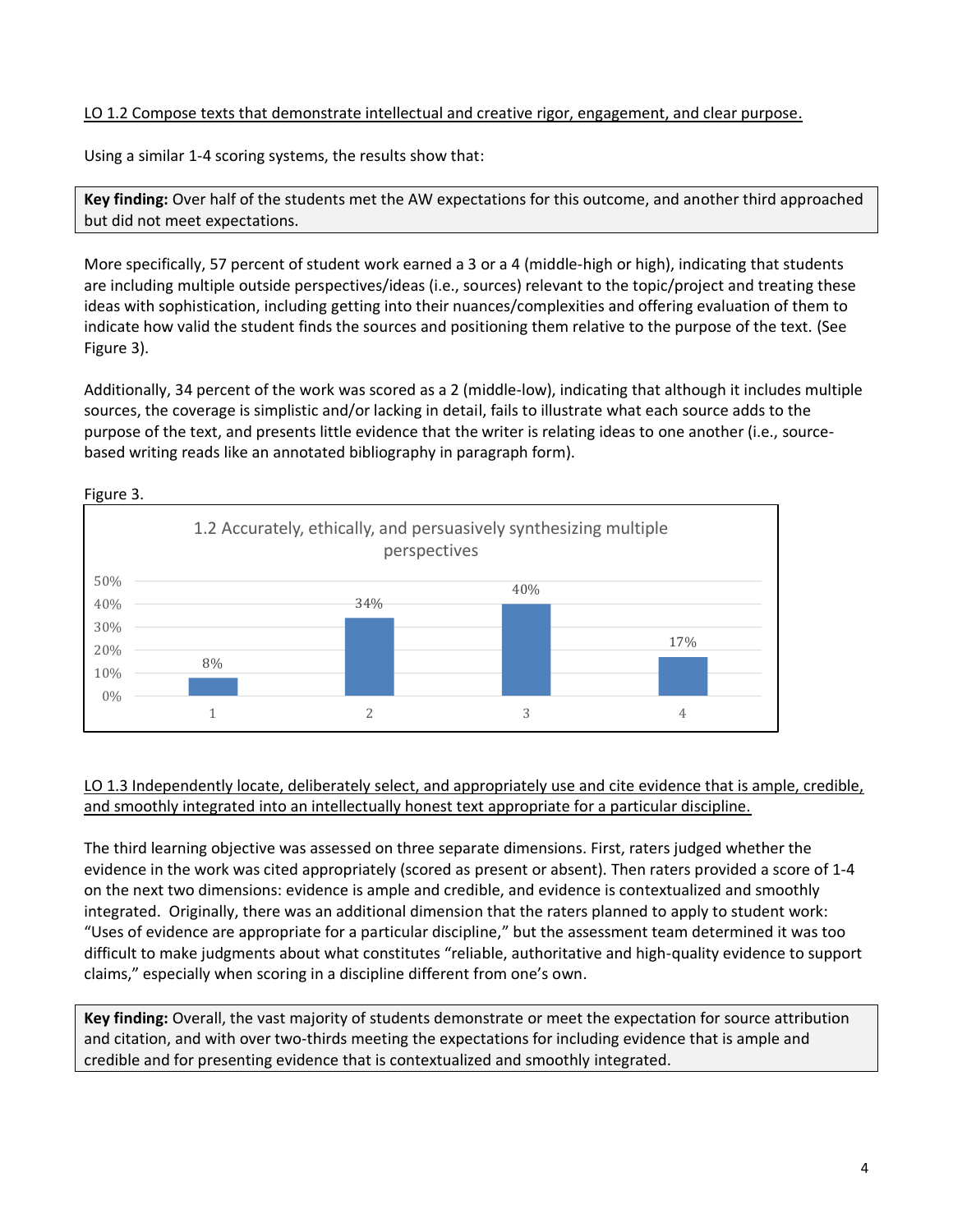<u>LO 1.2 Compose texts that demonstrate intellectual and creative rigor, engagement, and clear purpose.</u>

Using a similar 1-4 scoring systems, the results show that:

> **Key finding:** Over half of the students met the AW expectations for this outcome, and another third approached but did not meet expectations.

More specifically, 57 percent of student work earned a 3 or a 4 (middle-high or high), indicating that students are including multiple outside perspectives/ideas (i.e., sources) relevant to the topic/project and treating these ideas with sophistication, including getting into their nuances/complexities and offering evaluation of them to indicate how valid the student finds the sources and positioning them relative to the purpose of the text. (See Figure 3).

Additionally, 34 percent of the work was scored as a 2 (middle-low), indicating that although it includes multiple sources, the coverage is simplistic and/or lacking in detail, fails to illustrate what each source adds to the purpose of the text, and presents little evidence that the writer is relating ideas to one another (i.e., source-based writing reads like an annotated bibliography in paragraph form).

Figure 3.

**1.2 Accurately, ethically, and persuasively synthesizing multiple perspectives**

| Score | Percent |
|---|---|
| 1 | 8% |
| 2 | 34% |
| 3 | 40% |
| 4 | 17% |

<u>LO 1.3 Independently locate, deliberately select, and appropriately use and cite evidence that is ample, credible, and smoothly integrated into an intellectually honest text appropriate for a particular discipline.</u>

The third learning objective was assessed on three separate dimensions. First, raters judged whether the evidence in the work was cited appropriately (scored as present or absent). Then raters provided a score of 1-4 on the next two dimensions: evidence is ample and credible, and evidence is contextualized and smoothly integrated. Originally, there was an additional dimension that the raters planned to apply to student work: "Uses of evidence are appropriate for a particular discipline," but the assessment team determined it was too difficult to make judgments about what constitutes "reliable, authoritative and high-quality evidence to support claims," especially when scoring in a discipline different from one's own.

> **Key finding:** Overall, the vast majority of students demonstrate or meet the expectation for source attribution and citation, and with over two-thirds meeting the expectations for including evidence that is ample and credible and for presenting evidence that is contextualized and smoothly integrated.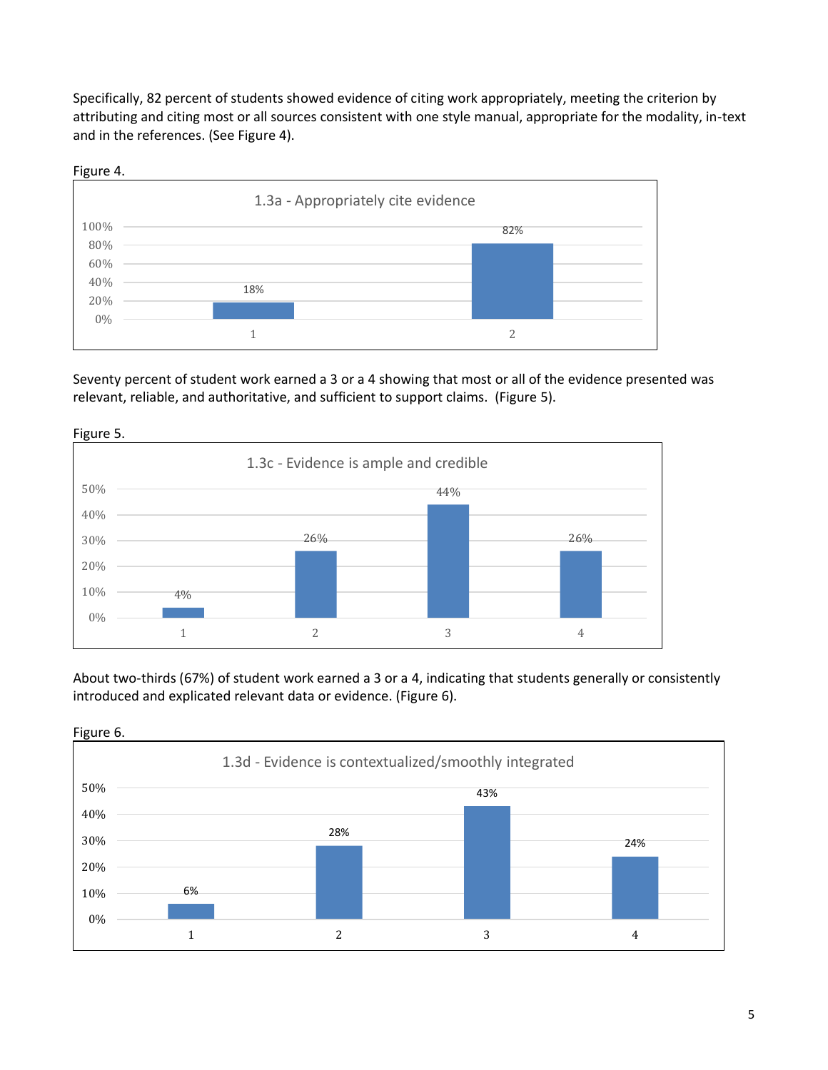Specifically, 82 percent of students showed evidence of citing work appropriately, meeting the criterion by attributing and citing most or all sources consistent with one style manual, appropriate for the modality, in-text and in the references. (See Figure 4).

Figure 4.

1.3a - Appropriately cite evidence

| Score | Percent |
|---|---|
| 1 | 18% |
| 2 | 82% |

Seventy percent of student work earned a 3 or a 4 showing that most or all of the evidence presented was relevant, reliable, and authoritative, and sufficient to support claims. (Figure 5).

Figure 5.

1.3c - Evidence is ample and credible

| Score | Percent |
|---|---|
| 1 | 4% |
| 2 | 26% |
| 3 | 44% |
| 4 | 26% |

About two-thirds (67%) of student work earned a 3 or a 4, indicating that students generally or consistently introduced and explicated relevant data or evidence. (Figure 6).

Figure 6.

1.3d - Evidence is contextualized/smoothly integrated

| Score | Percent |
|---|---|
| 1 | 6% |
| 2 | 28% |
| 3 | 43% |
| 4 | 24% |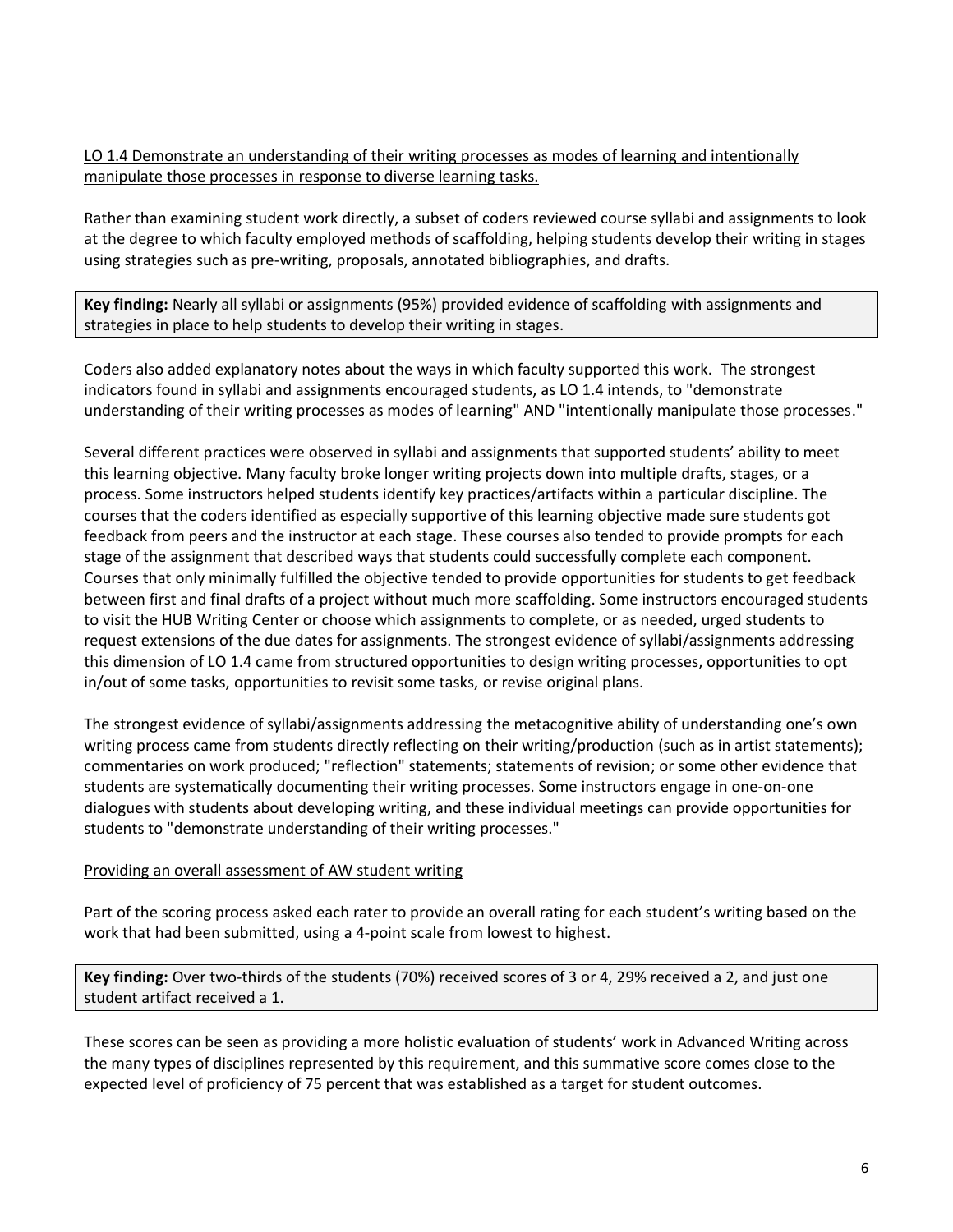<u>LO 1.4 Demonstrate an understanding of their writing processes as modes of learning and intentionally manipulate those processes in response to diverse learning tasks.</u>

Rather than examining student work directly, a subset of coders reviewed course syllabi and assignments to look at the degree to which faculty employed methods of scaffolding, helping students develop their writing in stages using strategies such as pre-writing, proposals, annotated bibliographies, and drafts.

**Key finding:** Nearly all syllabi or assignments (95%) provided evidence of scaffolding with assignments and strategies in place to help students to develop their writing in stages.

Coders also added explanatory notes about the ways in which faculty supported this work. The strongest indicators found in syllabi and assignments encouraged students, as LO 1.4 intends, to "demonstrate understanding of their writing processes as modes of learning" AND "intentionally manipulate those processes."

Several different practices were observed in syllabi and assignments that supported students' ability to meet this learning objective. Many faculty broke longer writing projects down into multiple drafts, stages, or a process. Some instructors helped students identify key practices/artifacts within a particular discipline. The courses that the coders identified as especially supportive of this learning objective made sure students got feedback from peers and the instructor at each stage. These courses also tended to provide prompts for each stage of the assignment that described ways that students could successfully complete each component. Courses that only minimally fulfilled the objective tended to provide opportunities for students to get feedback between first and final drafts of a project without much more scaffolding. Some instructors encouraged students to visit the HUB Writing Center or choose which assignments to complete, or as needed, urged students to request extensions of the due dates for assignments. The strongest evidence of syllabi/assignments addressing this dimension of LO 1.4 came from structured opportunities to design writing processes, opportunities to opt in/out of some tasks, opportunities to revisit some tasks, or revise original plans.

The strongest evidence of syllabi/assignments addressing the metacognitive ability of understanding one's own writing process came from students directly reflecting on their writing/production (such as in artist statements); commentaries on work produced; "reflection" statements; statements of revision; or some other evidence that students are systematically documenting their writing processes. Some instructors engage in one-on-one dialogues with students about developing writing, and these individual meetings can provide opportunities for students to "demonstrate understanding of their writing processes."

<u>Providing an overall assessment of AW student writing</u>

Part of the scoring process asked each rater to provide an overall rating for each student's writing based on the work that had been submitted, using a 4-point scale from lowest to highest.

**Key finding:** Over two-thirds of the students (70%) received scores of 3 or 4, 29% received a 2, and just one student artifact received a 1.

These scores can be seen as providing a more holistic evaluation of students' work in Advanced Writing across the many types of disciplines represented by this requirement, and this summative score comes close to the expected level of proficiency of 75 percent that was established as a target for student outcomes.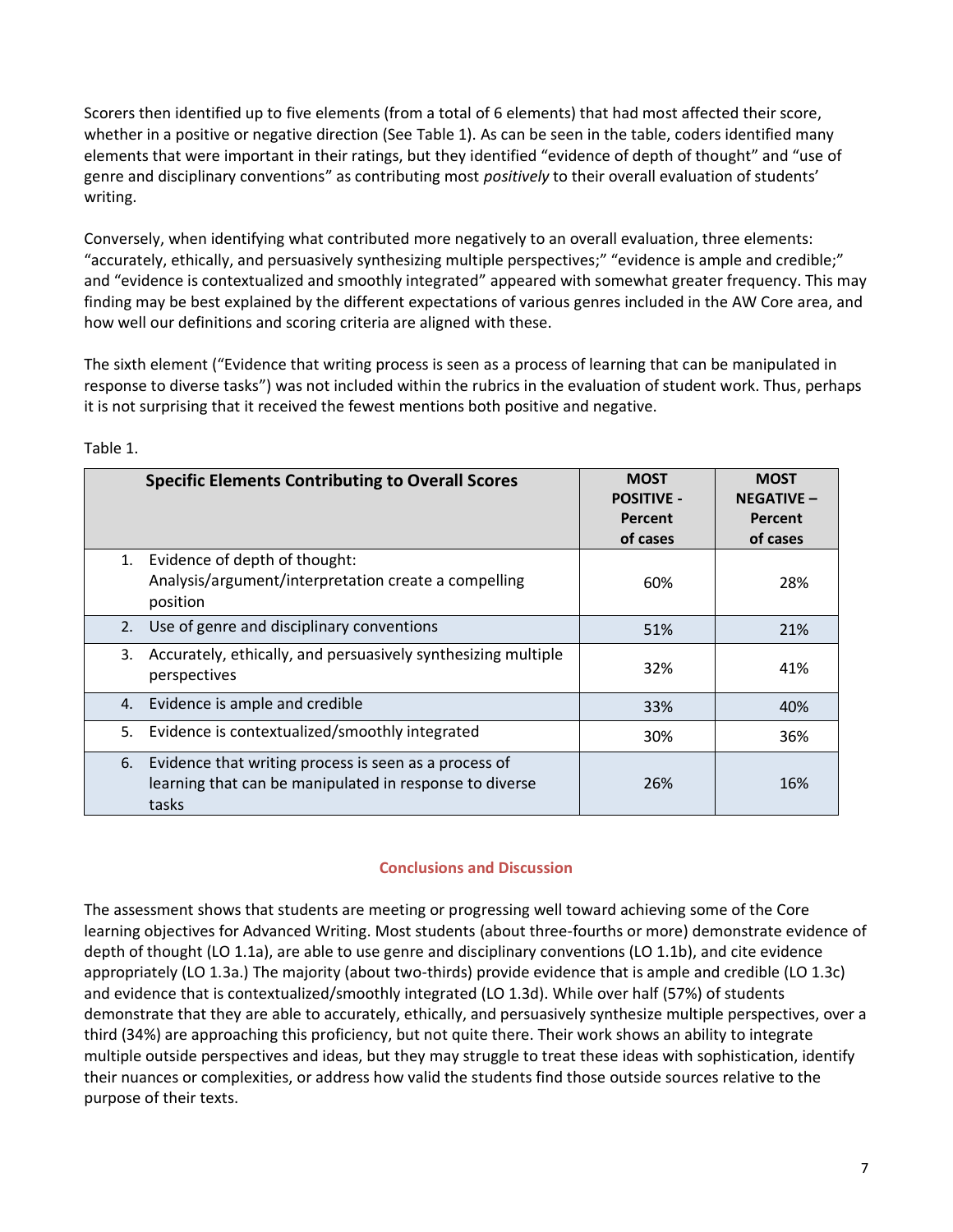Scorers then identified up to five elements (from a total of 6 elements) that had most affected their score, whether in a positive or negative direction (See Table 1). As can be seen in the table, coders identified many elements that were important in their ratings, but they identified "evidence of depth of thought" and "use of genre and disciplinary conventions" as contributing most *positively* to their overall evaluation of students' writing.

Conversely, when identifying what contributed more negatively to an overall evaluation, three elements: "accurately, ethically, and persuasively synthesizing multiple perspectives;" "evidence is ample and credible;" and "evidence is contextualized and smoothly integrated" appeared with somewhat greater frequency. This may finding may be best explained by the different expectations of various genres included in the AW Core area, and how well our definitions and scoring criteria are aligned with these.

The sixth element ("Evidence that writing process is seen as a process of learning that can be manipulated in response to diverse tasks") was not included within the rubrics in the evaluation of student work. Thus, perhaps it is not surprising that it received the fewest mentions both positive and negative.

Table 1.

| Specific Elements Contributing to Overall Scores | MOST POSITIVE - Percent of cases | MOST NEGATIVE – Percent of cases |
|---|---|---|
| 1. Evidence of depth of thought: Analysis/argument/interpretation create a compelling position | 60% | 28% |
| 2. Use of genre and disciplinary conventions | 51% | 21% |
| 3. Accurately, ethically, and persuasively synthesizing multiple perspectives | 32% | 41% |
| 4. Evidence is ample and credible | 33% | 40% |
| 5. Evidence is contextualized/smoothly integrated | 30% | 36% |
| 6. Evidence that writing process is seen as a process of learning that can be manipulated in response to diverse tasks | 26% | 16% |

## Conclusions and Discussion

The assessment shows that students are meeting or progressing well toward achieving some of the Core learning objectives for Advanced Writing. Most students (about three-fourths or more) demonstrate evidence of depth of thought (LO 1.1a), are able to use genre and disciplinary conventions (LO 1.1b), and cite evidence appropriately (LO 1.3a.) The majority (about two-thirds) provide evidence that is ample and credible (LO 1.3c) and evidence that is contextualized/smoothly integrated (LO 1.3d). While over half (57%) of students demonstrate that they are able to accurately, ethically, and persuasively synthesize multiple perspectives, over a third (34%) are approaching this proficiency, but not quite there. Their work shows an ability to integrate multiple outside perspectives and ideas, but they may struggle to treat these ideas with sophistication, identify their nuances or complexities, or address how valid the students find those outside sources relative to the purpose of their texts.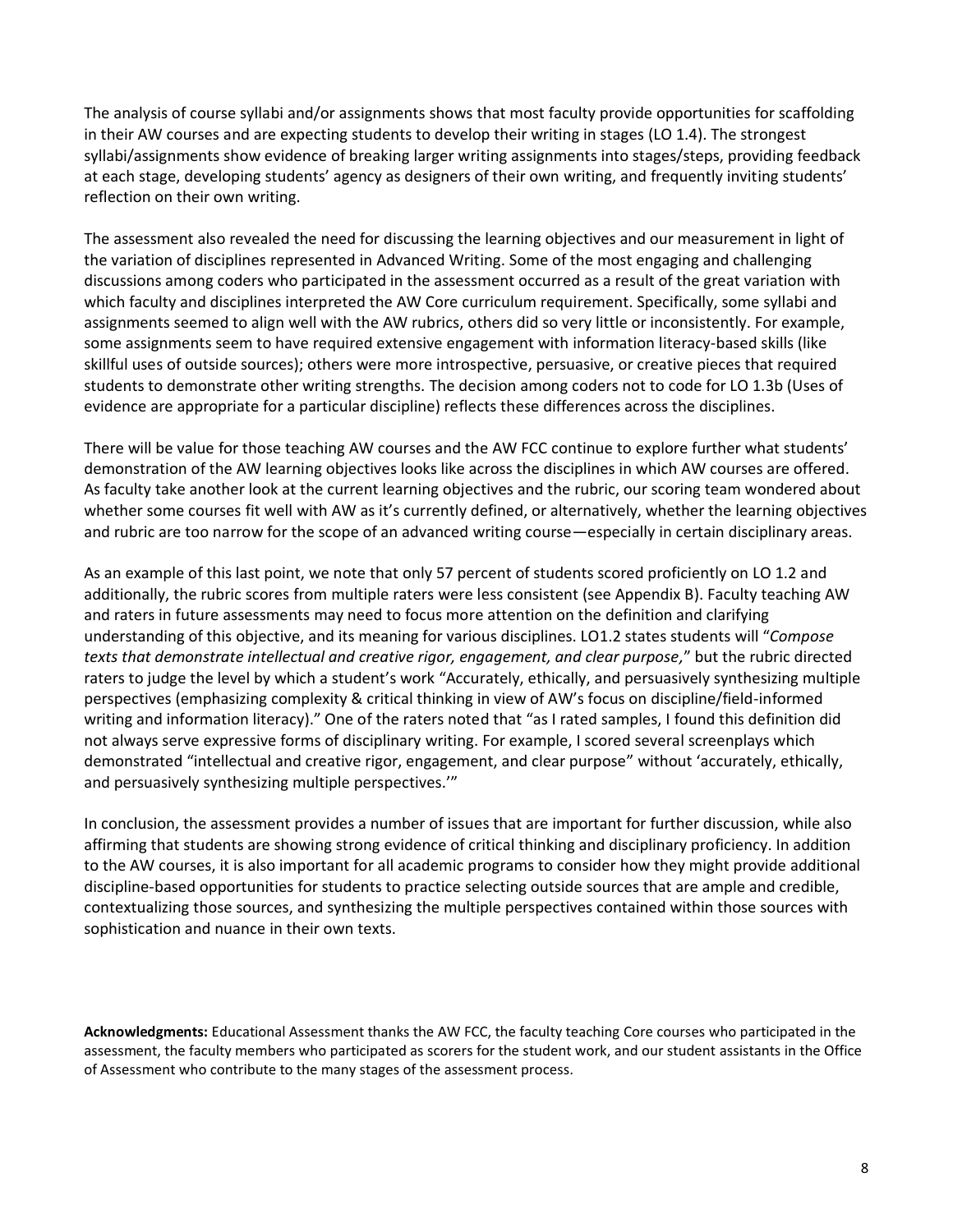The analysis of course syllabi and/or assignments shows that most faculty provide opportunities for scaffolding in their AW courses and are expecting students to develop their writing in stages (LO 1.4). The strongest syllabi/assignments show evidence of breaking larger writing assignments into stages/steps, providing feedback at each stage, developing students' agency as designers of their own writing, and frequently inviting students' reflection on their own writing.

The assessment also revealed the need for discussing the learning objectives and our measurement in light of the variation of disciplines represented in Advanced Writing. Some of the most engaging and challenging discussions among coders who participated in the assessment occurred as a result of the great variation with which faculty and disciplines interpreted the AW Core curriculum requirement. Specifically, some syllabi and assignments seemed to align well with the AW rubrics, others did so very little or inconsistently. For example, some assignments seem to have required extensive engagement with information literacy-based skills (like skillful uses of outside sources); others were more introspective, persuasive, or creative pieces that required students to demonstrate other writing strengths. The decision among coders not to code for LO 1.3b (Uses of evidence are appropriate for a particular discipline) reflects these differences across the disciplines.

There will be value for those teaching AW courses and the AW FCC continue to explore further what students' demonstration of the AW learning objectives looks like across the disciplines in which AW courses are offered. As faculty take another look at the current learning objectives and the rubric, our scoring team wondered about whether some courses fit well with AW as it's currently defined, or alternatively, whether the learning objectives and rubric are too narrow for the scope of an advanced writing course—especially in certain disciplinary areas.

As an example of this last point, we note that only 57 percent of students scored proficiently on LO 1.2 and additionally, the rubric scores from multiple raters were less consistent (see Appendix B). Faculty teaching AW and raters in future assessments may need to focus more attention on the definition and clarifying understanding of this objective, and its meaning for various disciplines. LO1.2 states students will "*Compose texts that demonstrate intellectual and creative rigor, engagement, and clear purpose,*" but the rubric directed raters to judge the level by which a student's work "Accurately, ethically, and persuasively synthesizing multiple perspectives (emphasizing complexity & critical thinking in view of AW's focus on discipline/field-informed writing and information literacy)." One of the raters noted that "as I rated samples, I found this definition did not always serve expressive forms of disciplinary writing. For example, I scored several screenplays which demonstrated "intellectual and creative rigor, engagement, and clear purpose" without 'accurately, ethically, and persuasively synthesizing multiple perspectives.'"

In conclusion, the assessment provides a number of issues that are important for further discussion, while also affirming that students are showing strong evidence of critical thinking and disciplinary proficiency. In addition to the AW courses, it is also important for all academic programs to consider how they might provide additional discipline-based opportunities for students to practice selecting outside sources that are ample and credible, contextualizing those sources, and synthesizing the multiple perspectives contained within those sources with sophistication and nuance in their own texts.

**Acknowledgments:** Educational Assessment thanks the AW FCC, the faculty teaching Core courses who participated in the assessment, the faculty members who participated as scorers for the student work, and our student assistants in the Office of Assessment who contribute to the many stages of the assessment process.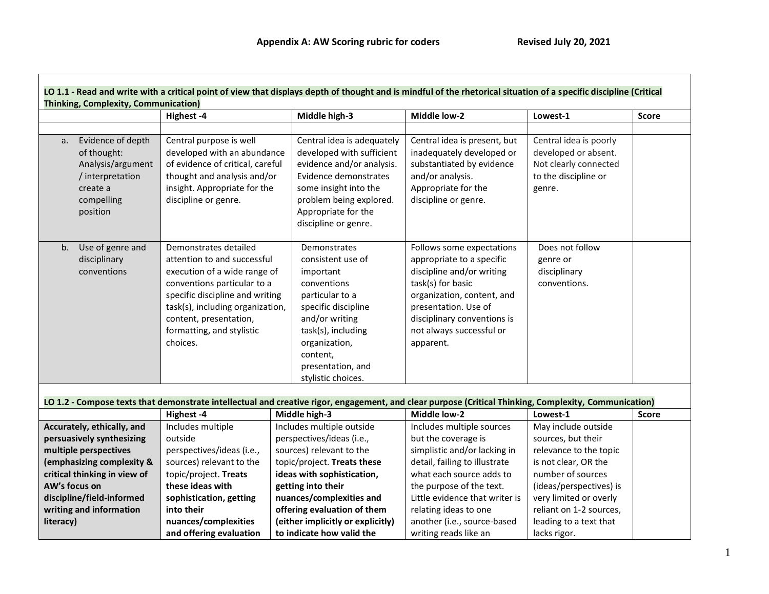## Appendix A: AW Scoring rubric for coders

Revised July 20, 2021

**LO 1.1 - Read and write with a critical point of view that displays depth of thought and is mindful of the rhetorical situation of a specific discipline (Critical Thinking, Complexity, Communication)**

| | Highest -4 | Middle high-3 | Middle low-2 | Lowest-1 | Score |
|---|---|---|---|---|---|
| | | | | | |
| a. Evidence of depth of thought: Analysis/argument / interpretation create a compelling position | Central purpose is well developed with an abundance of evidence of critical, careful thought and analysis and/or insight. Appropriate for the discipline or genre. | Central idea is adequately developed with sufficient evidence and/or analysis. Evidence demonstrates some insight into the problem being explored. Appropriate for the discipline or genre. | Central idea is present, but inadequately developed or substantiated by evidence and/or analysis. Appropriate for the discipline or genre. | Central idea is poorly developed or absent. Not clearly connected to the discipline or genre. | |
| b. Use of genre and disciplinary conventions | Demonstrates detailed attention to and successful execution of a wide range of conventions particular to a specific discipline and writing task(s), including organization, content, presentation, formatting, and stylistic choices. | Demonstrates consistent use of important conventions particular to a specific discipline and/or writing task(s), including organization, content, presentation, and stylistic choices. | Follows some expectations appropriate to a specific discipline and/or writing task(s) for basic organization, content, and presentation. Use of disciplinary conventions is not always successful or apparent. | Does not follow genre or disciplinary conventions. | |

**LO 1.2 - Compose texts that demonstrate intellectual and creative rigor, engagement, and clear purpose (Critical Thinking, Complexity, Communication)**

| | Highest -4 | Middle high-3 | Middle low-2 | Lowest-1 | Score |
|---|---|---|---|---|---|
| **Accurately, ethically, and persuasively synthesizing multiple perspectives (emphasizing complexity & critical thinking in view of AW's focus on discipline/field-informed writing and information literacy)** | Includes multiple outside perspectives/ideas (i.e., sources) relevant to the topic/project. **Treats these ideas with sophistication, getting into their nuances/complexities and offering evaluation** | Includes multiple outside perspectives/ideas (i.e., sources) relevant to the topic/project. **Treats these ideas with sophistication, getting into their nuances/complexities and offering evaluation of them (either implicitly or explicitly) to indicate how valid the** | Includes multiple sources but the coverage is simplistic and/or lacking in detail, failing to illustrate what each source adds to the purpose of the text. Little evidence that writer is relating ideas to one another (i.e., source-based writing reads like an | May include outside sources, but their relevance to the topic is not clear, OR the number of sources (ideas/perspectives) is very limited or overly reliant on 1-2 sources, leading to a text that lacks rigor. | |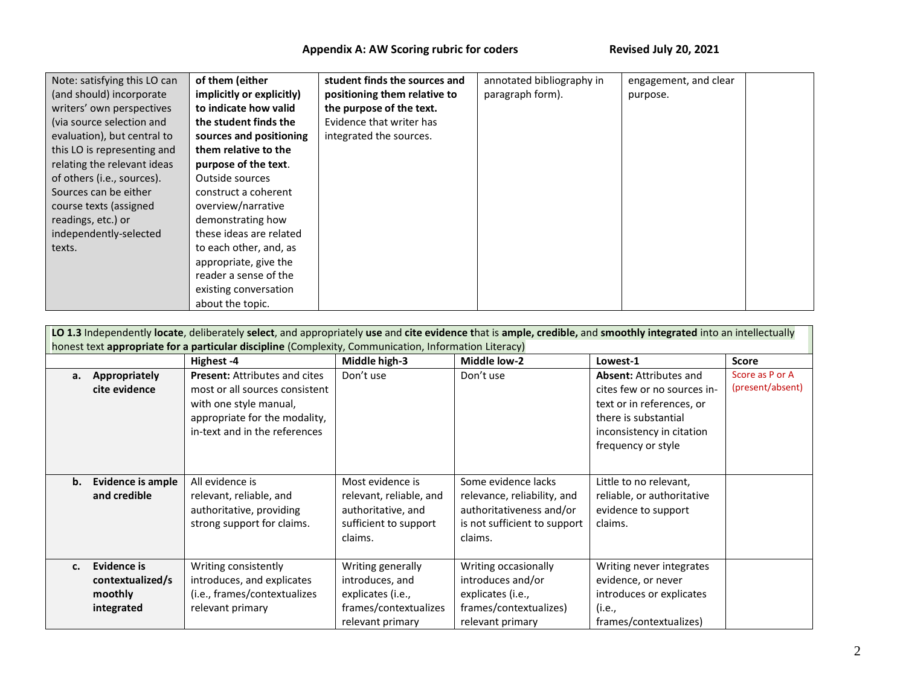| Note: satisfying this LO can (and should) incorporate writers' own perspectives (via source selection and evaluation), but central to this LO is representing and relating the relevant ideas of others (i.e., sources). Sources can be either course texts (assigned readings, etc.) or independently-selected texts. | **of them (either implicitly or explicitly) to indicate how valid the student finds the sources and positioning them relative to the purpose of the text**. Outside sources construct a coherent overview/narrative demonstrating how these ideas are related to each other, and, as appropriate, give the reader a sense of the existing conversation about the topic. | **student finds the sources and positioning them relative to the purpose of the text.** Evidence that writer has integrated the sources. | annotated bibliography in paragraph form). | engagement, and clear purpose. | |
|---|---|---|---|---|---|

| **LO 1.3** Independently **locate**, deliberately **select**, and appropriately **use** and **cite evidence t**hat is **ample, credible,** and **smoothly integrated** into an intellectually honest text **appropriate for a particular discipline** (Complexity, Communication, Information Literacy) | | | | | |
|---|---|---|---|---|---|
| | **Highest -4** | **Middle high-3** | **Middle low-2** | **Lowest-1** | **Score** |
| **a. Appropriately cite evidence** | **Present:** Attributes and cites most or all sources consistent with one style manual, appropriate for the modality, in-text and in the references | Don't use | Don't use | **Absent:** Attributes and cites few or no sources in-text or in references, or there is substantial inconsistency in citation frequency or style | Score as P or A (present/absent) |
| **b. Evidence is ample and credible** | All evidence is relevant, reliable, and authoritative, providing strong support for claims. | Most evidence is relevant, reliable, and authoritative, and sufficient to support claims. | Some evidence lacks relevance, reliability, and authoritativeness and/or is not sufficient to support claims. | Little to no relevant, reliable, or authoritative evidence to support claims. | |
| **c. Evidence is contextualized/smoothly integrated** | Writing consistently introduces, and explicates (i.e., frames/contextualizes relevant primary | Writing generally introduces, and explicates (i.e., frames/contextualizes relevant primary | Writing occasionally introduces and/or explicates (i.e., frames/contextualizes) relevant primary | Writing never integrates evidence, or never introduces or explicates (i.e., frames/contextualizes) | |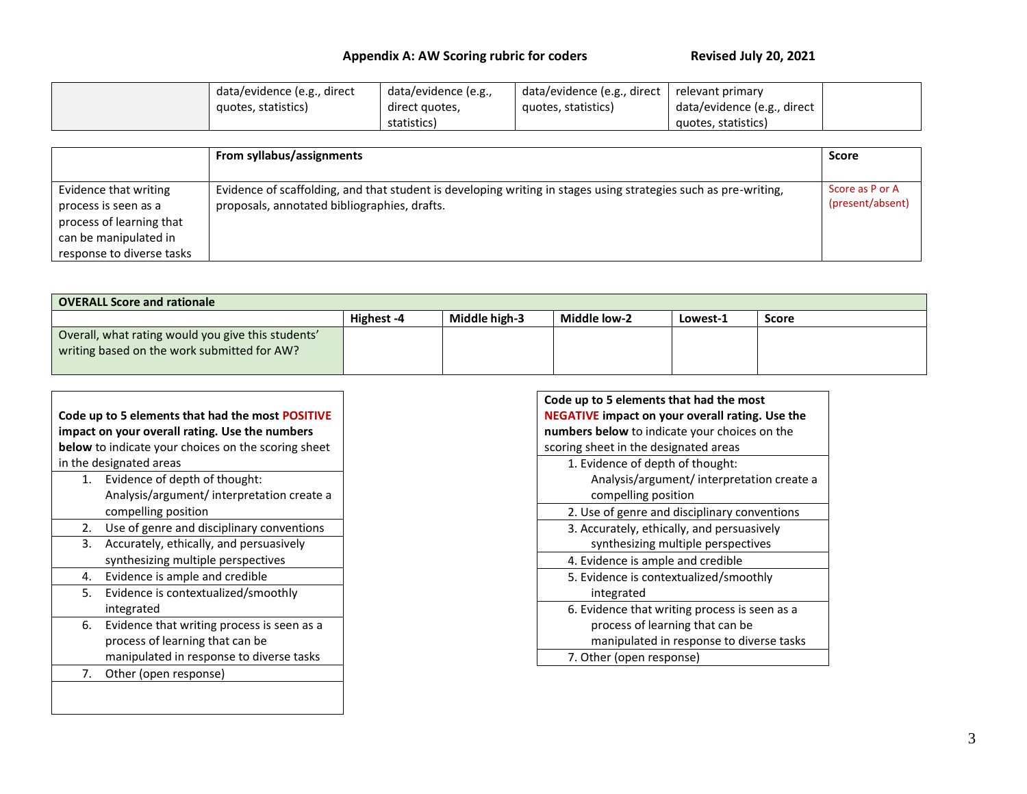## Appendix A: AW Scoring rubric for coders

Revised July 20, 2021

| | data/evidence (e.g., direct quotes, statistics) | data/evidence (e.g., direct quotes, statistics) | data/evidence (e.g., direct quotes, statistics) | relevant primary data/evidence (e.g., direct quotes, statistics) | |
|---|---|---|---|---|---|

| | **From syllabus/assignments** | **Score** |
|---|---|---|
| Evidence that writing process is seen as a process of learning that can be manipulated in response to diverse tasks | Evidence of scaffolding, and that student is developing writing in stages using strategies such as pre-writing, proposals, annotated bibliographies, drafts. | Score as P or A (present/absent) |

| **OVERALL Score and rationale** | | | | | |
|---|---|---|---|---|---|
| | **Highest -4** | **Middle high-3** | **Middle low-2** | **Lowest-1** | **Score** |
| Overall, what rating would you give this students' writing based on the work submitted for AW? | | | | | |

| **Code up to 5 elements that had the most POSITIVE impact on your overall rating. Use the numbers below** to indicate your choices on the scoring sheet in the designated areas |
|---|
| 1. Evidence of depth of thought: Analysis/argument/ interpretation create a compelling position |
| 2. Use of genre and disciplinary conventions |
| 3. Accurately, ethically, and persuasively synthesizing multiple perspectives |
| 4. Evidence is ample and credible |
| 5. Evidence is contextualized/smoothly integrated |
| 6. Evidence that writing process is seen as a process of learning that can be manipulated in response to diverse tasks |
| 7. Other (open response) |
| |

| **Code up to 5 elements that had the most NEGATIVE impact on your overall rating. Use the numbers below** to indicate your choices on the scoring sheet in the designated areas |
|---|
| 1. Evidence of depth of thought: Analysis/argument/ interpretation create a compelling position |
| 2. Use of genre and disciplinary conventions |
| 3. Accurately, ethically, and persuasively synthesizing multiple perspectives |
| 4. Evidence is ample and credible |
| 5. Evidence is contextualized/smoothly integrated |
| 6. Evidence that writing process is seen as a process of learning that can be manipulated in response to diverse tasks |
| 7. Other (open response) |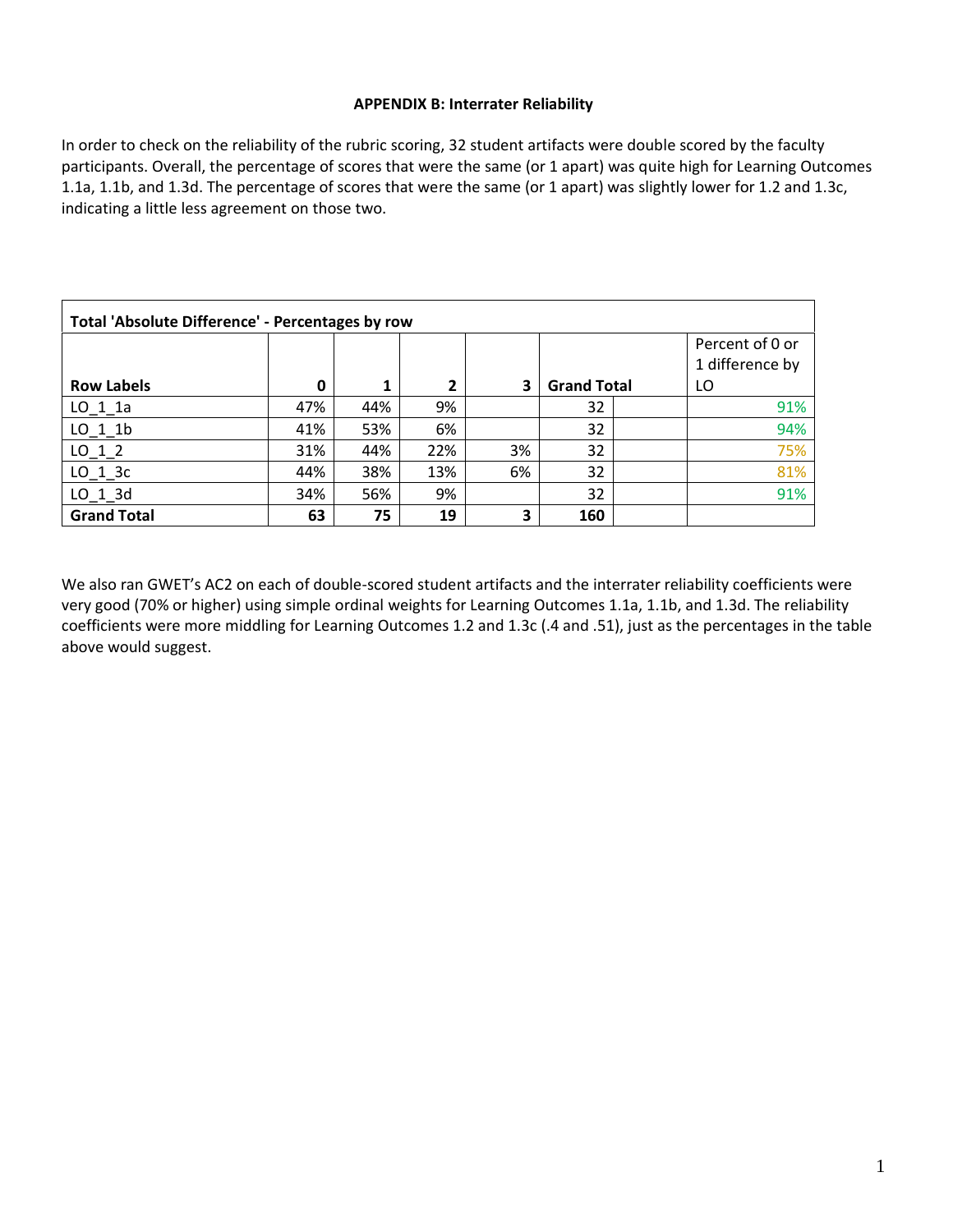**APPENDIX B: Interrater Reliability**

In order to check on the reliability of the rubric scoring, 32 student artifacts were double scored by the faculty participants. Overall, the percentage of scores that were the same (or 1 apart) was quite high for Learning Outcomes 1.1a, 1.1b, and 1.3d. The percentage of scores that were the same (or 1 apart) was slightly lower for 1.2 and 1.3c, indicating a little less agreement on those two.

**Total 'Absolute Difference' - Percentages by row**

| **Row Labels** | **0** | **1** | **2** | **3** | **Grand Total** | | Percent of 0 or 1 difference by LO |
|---|---|---|---|---|---|---|---|
| LO_1_1a | 47% | 44% | 9% | | 32 | | 91% |
| LO_1_1b | 41% | 53% | 6% | | 32 | | 94% |
| LO_1_2 | 31% | 44% | 22% | 3% | 32 | | 75% |
| LO_1_3c | 44% | 38% | 13% | 6% | 32 | | 81% |
| LO_1_3d | 34% | 56% | 9% | | 32 | | 91% |
| **Grand Total** | **63** | **75** | **19** | **3** | **160** | | |

We also ran GWET's AC2 on each of double-scored student artifacts and the interrater reliability coefficients were very good (70% or higher) using simple ordinal weights for Learning Outcomes 1.1a, 1.1b, and 1.3d. The reliability coefficients were more middling for Learning Outcomes 1.2 and 1.3c (.4 and .51), just as the percentages in the table above would suggest.